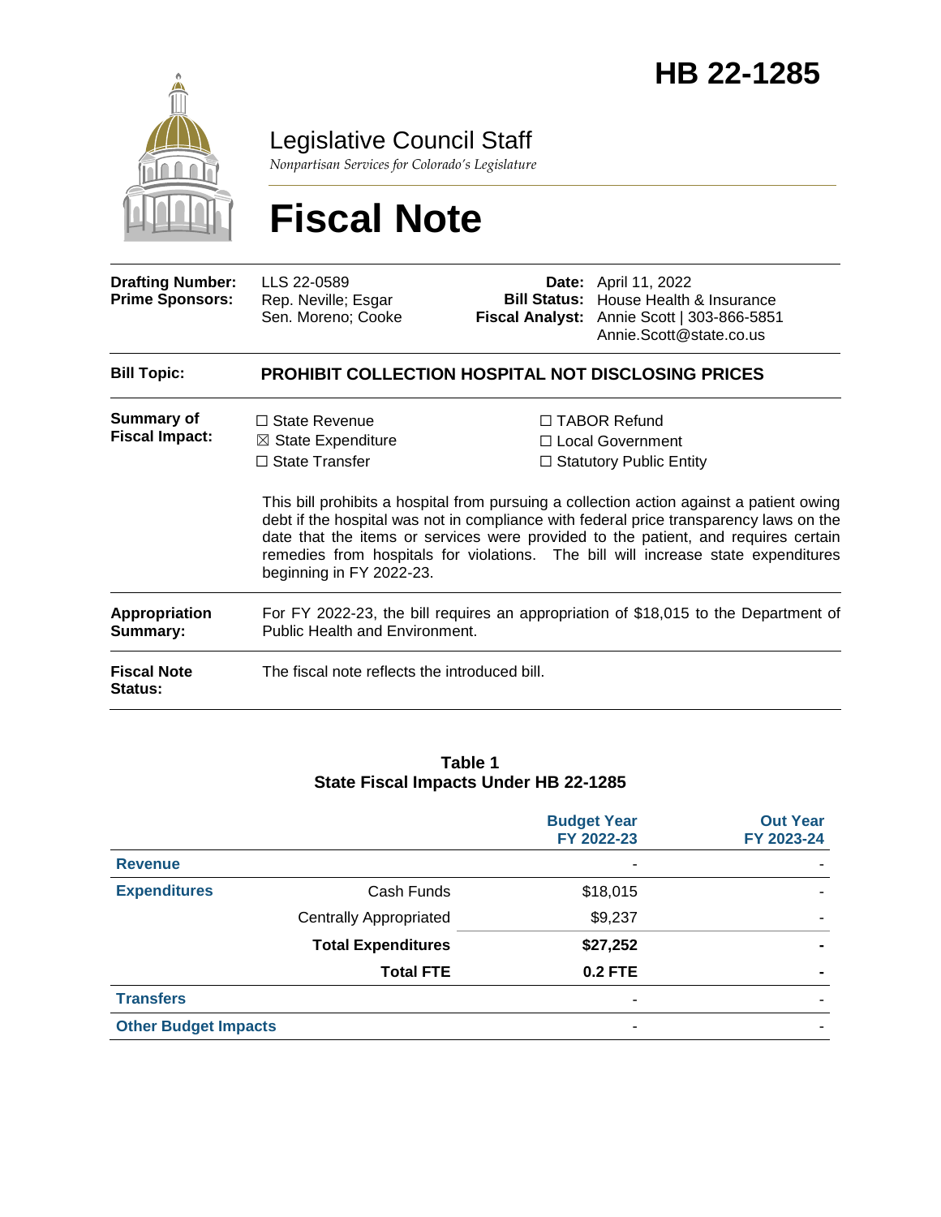# HB 22-1285

Legislative Council Staff

*Nonpartisan Services for Colorado's Legislature*

# Fiscal Note

| | | | |
|---|---|---|---|
| **Drafting Number:** | LLS 22-0589 | **Date:** | April 11, 2022 |
| **Prime Sponsors:** | Rep. Neville; Esgar<br>Sen. Moreno; Cooke | **Bill Status:** | House Health & Insurance |
| | | **Fiscal Analyst:** | Annie Scott \| 303-866-5851<br>Annie.Scott@state.co.us |

**Bill Topic:** **PROHIBIT COLLECTION HOSPITAL NOT DISCLOSING PRICES**

**Summary of Fiscal Impact:**

☐ State Revenue
☒ State Expenditure
☐ State Transfer
☐ TABOR Refund
☐ Local Government
☐ Statutory Public Entity

This bill prohibits a hospital from pursuing a collection action against a patient owing debt if the hospital was not in compliance with federal price transparency laws on the date that the items or services were provided to the patient, and requires certain remedies from hospitals for violations. The bill will increase state expenditures beginning in FY 2022-23.

**Appropriation Summary:** For FY 2022-23, the bill requires an appropriation of $18,015 to the Department of Public Health and Environment.

**Fiscal Note Status:** The fiscal note reflects the introduced bill.

**Table 1**
**State Fiscal Impacts Under HB 22-1285**

| | | Budget Year FY 2022-23 | Out Year FY 2023-24 |
|---|---|---|---|
| **Revenue** | | - | - |
| **Expenditures** | Cash Funds | $18,015 | - |
| | Centrally Appropriated | $9,237 | - |
| | **Total Expenditures** | **$27,252** | **-** |
| | **Total FTE** | **0.2 FTE** | **-** |
| **Transfers** | | - | - |
| **Other Budget Impacts** | | - | - |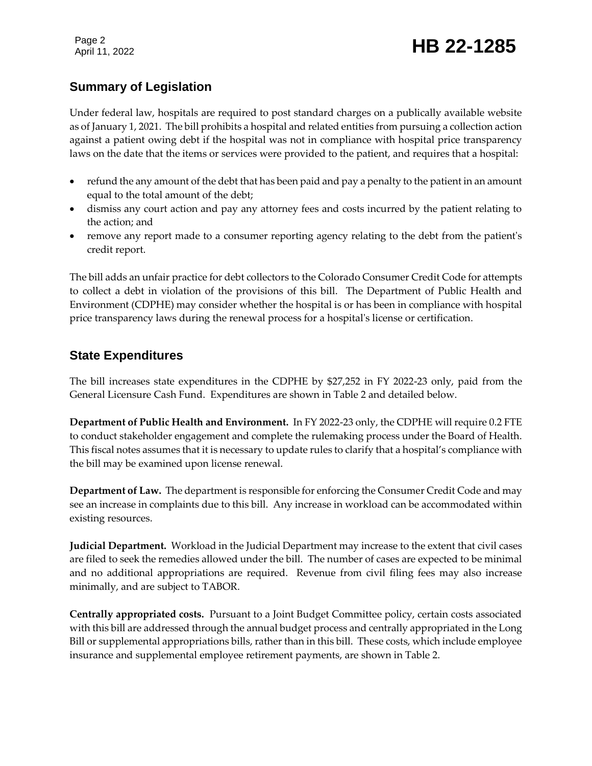## Summary of Legislation

Under federal law, hospitals are required to post standard charges on a publically available website as of January 1, 2021. The bill prohibits a hospital and related entities from pursuing a collection action against a patient owing debt if the hospital was not in compliance with hospital price transparency laws on the date that the items or services were provided to the patient, and requires that a hospital:

- refund the any amount of the debt that has been paid and pay a penalty to the patient in an amount equal to the total amount of the debt;
- dismiss any court action and pay any attorney fees and costs incurred by the patient relating to the action; and
- remove any report made to a consumer reporting agency relating to the debt from the patient's credit report.

The bill adds an unfair practice for debt collectors to the Colorado Consumer Credit Code for attempts to collect a debt in violation of the provisions of this bill. The Department of Public Health and Environment (CDPHE) may consider whether the hospital is or has been in compliance with hospital price transparency laws during the renewal process for a hospital's license or certification.

## State Expenditures

The bill increases state expenditures in the CDPHE by $27,252 in FY 2022-23 only, paid from the General Licensure Cash Fund. Expenditures are shown in Table 2 and detailed below.

**Department of Public Health and Environment.** In FY 2022-23 only, the CDPHE will require 0.2 FTE to conduct stakeholder engagement and complete the rulemaking process under the Board of Health. This fiscal notes assumes that it is necessary to update rules to clarify that a hospital's compliance with the bill may be examined upon license renewal.

**Department of Law.** The department is responsible for enforcing the Consumer Credit Code and may see an increase in complaints due to this bill. Any increase in workload can be accommodated within existing resources.

**Judicial Department.** Workload in the Judicial Department may increase to the extent that civil cases are filed to seek the remedies allowed under the bill. The number of cases are expected to be minimal and no additional appropriations are required. Revenue from civil filing fees may also increase minimally, and are subject to TABOR.

**Centrally appropriated costs.** Pursuant to a Joint Budget Committee policy, certain costs associated with this bill are addressed through the annual budget process and centrally appropriated in the Long Bill or supplemental appropriations bills, rather than in this bill. These costs, which include employee insurance and supplemental employee retirement payments, are shown in Table 2.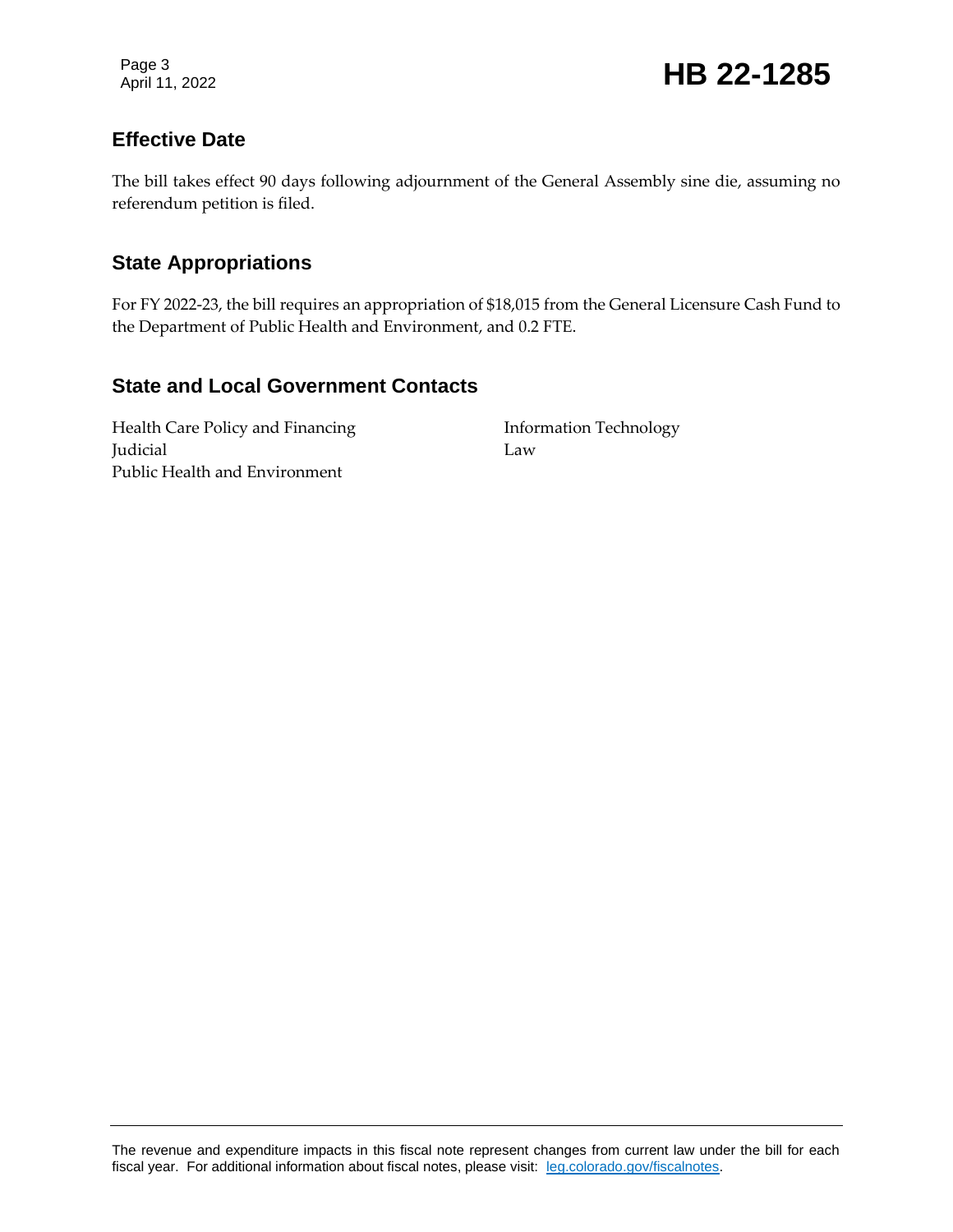## Effective Date

The bill takes effect 90 days following adjournment of the General Assembly sine die, assuming no referendum petition is filed.

## State Appropriations

For FY 2022-23, the bill requires an appropriation of $18,015 from the General Licensure Cash Fund to the Department of Public Health and Environment, and 0.2 FTE.

## State and Local Government Contacts

Health Care Policy and Financing
Judicial
Public Health and Environment
Information Technology
Law

The revenue and expenditure impacts in this fiscal note represent changes from current law under the bill for each fiscal year. For additional information about fiscal notes, please visit: leg.colorado.gov/fiscalnotes.